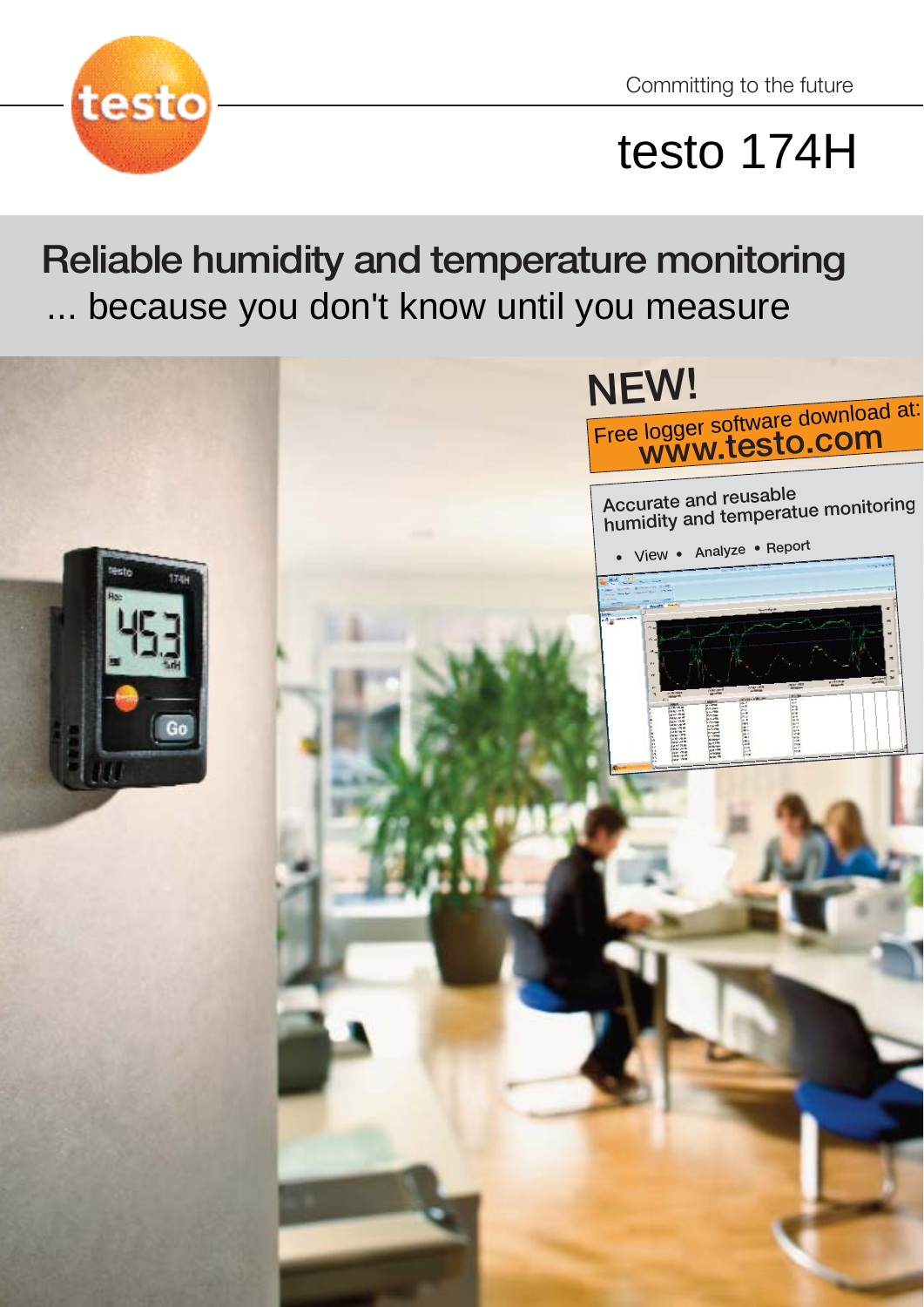Committing to the future

# testo 174H

## Reliable humidity and temperature monitoring

... because you don't know until you measure

**NEW!**

Free logger software download at:
**www.testo.com**

Accurate and reusable humidity and temperatue monitoring

- View
- Analyze
- Report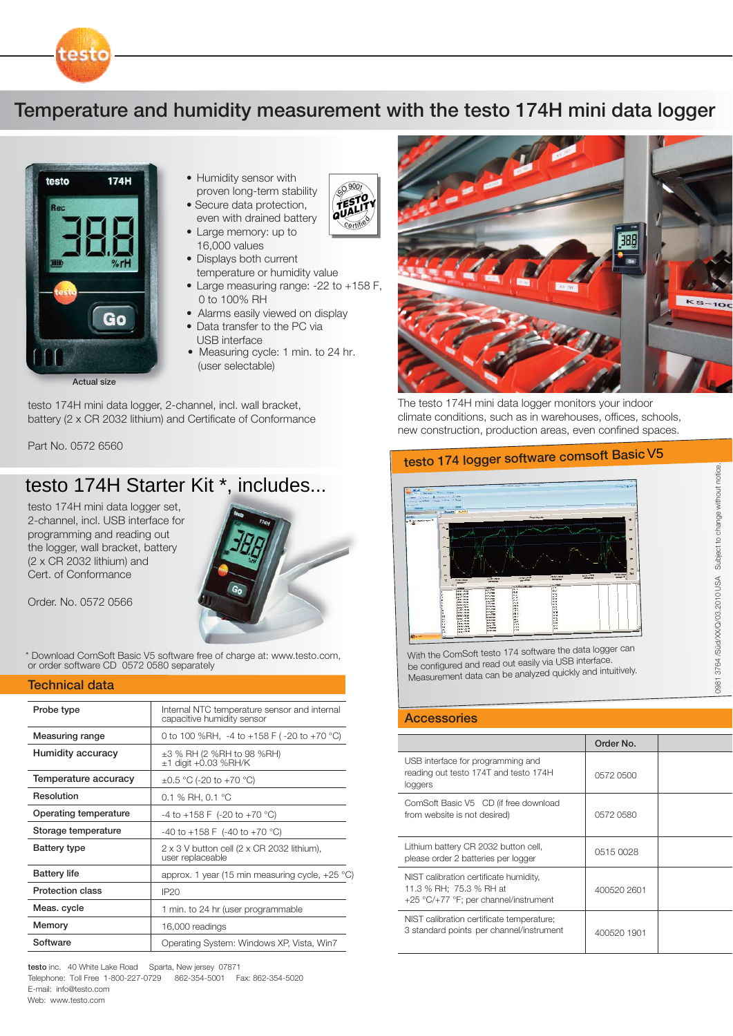# Temperature and humidity measurement with the testo 174H mini data logger

Actual size

- Humidity sensor with proven long-term stability
- Secure data protection, even with drained battery
- Large memory: up to 16,000 values
- Displays both current temperature or humidity value
- Large measuring range: -22 to +158 F, 0 to 100% RH
- Alarms easily viewed on display
- Data transfer to the PC via USB interface
- Measuring cycle: 1 min. to 24 hr. (user selectable)

testo 174H mini data logger, 2-channel, incl. wall bracket, battery (2 x CR 2032 lithium) and Certificate of Conformance

Part No. 0572 6560

The testo 174H mini data logger monitors your indoor climate conditions, such as in warehouses, offices, schools, new construction, production areas, even confined spaces.

## testo 174H Starter Kit *, includes...

testo 174H mini data logger set, 2-channel, incl. USB interface for programming and reading out the logger, wall bracket, battery (2 x CR 2032 lithium) and Cert. of Conformance

Order. No. 0572 0566

* Download ComSoft Basic V5 software free of charge at: www.testo.com, or order software CD 0572 0580 separately

## testo 174 logger software comsoft Basic V5

With the ComSoft testo 174 software the data logger can be configured and read out easily via USB interface. Measurement data can be analyzed quickly and intuitively.

## Technical data

| | |
|---|---|
| Probe type | Internal NTC temperature sensor and internal capacitive humidity sensor |
| Measuring range | 0 to 100 %RH, -4 to +158 F ( -20 to +70 °C) |
| Humidity accuracy | ±3 % RH (2 %RH to 98 %RH) ±1 digit +0.03 %RH/K |
| Temperature accuracy | ±0.5 °C (-20 to +70 °C) |
| Resolution | 0.1 % RH, 0.1 °C |
| Operating temperature | -4 to +158 F (-20 to +70 °C) |
| Storage temperature | -40 to +158 F (-40 to +70 °C) |
| Battery type | 2 x 3 V button cell (2 x CR 2032 lithium), user replaceable |
| Battery life | approx. 1 year (15 min measuring cycle, +25 °C) |
| Protection class | IP20 |
| Meas. cycle | 1 min. to 24 hr (user programmable |
| Memory | 16,000 readings |
| Software | Operating System: Windows XP, Vista, Win7 |

## Accessories

| | Order No. |
|---|---|
| USB interface for programming and reading out testo 174T and testo 174H loggers | 0572 0500 |
| ComSoft Basic V5 CD (if free download from website is not desired) | 0572 0580 |
| Lithium battery CR 2032 button cell, please order 2 batteries per logger | 0515 0028 |
| NIST calibration certificate humidity, 11.3 % RH; 75.3 % RH at +25 °C/+77 °F; per channel/instrument | 400520 2601 |
| NIST calibration certificate temperature; 3 standard points per channel/instrument | 400520 1901 |

0981 3764 /Sud/XX/Q/03.2010 USA Subject to change without notice.

**testo** inc. 40 White Lake Road Sparta, New jersey 07871
Telephone: Toll Free 1-800-227-0729 862-354-5001 Fax: 862-354-5020
E-mail: info@testo.com
Web: www.testo.com